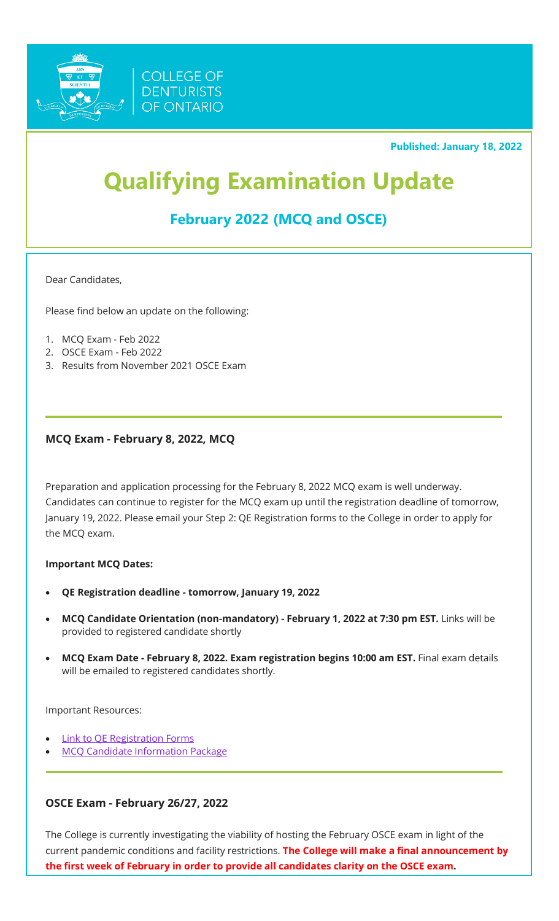COLLEGE OF DENTURISTS OF ONTARIO

**Published: January 18, 2022**

# Qualifying Examination Update

## February 2022 (MCQ and OSCE)

Dear Candidates,

Please find below an update on the following:

1. MCQ Exam - Feb 2022
2. OSCE Exam - Feb 2022
3. Results from November 2021 OSCE Exam

### MCQ Exam - February 8, 2022, MCQ

Preparation and application processing for the February 8, 2022 MCQ exam is well underway. Candidates can continue to register for the MCQ exam up until the registration deadline of tomorrow, January 19, 2022. Please email your Step 2: QE Registration forms to the College in order to apply for the MCQ exam.

**Important MCQ Dates:**

- **QE Registration deadline - tomorrow, January 19, 2022**
- **MCQ Candidate Orientation (non-mandatory) - February 1, 2022 at 7:30 pm EST.** Links will be provided to registered candidate shortly
- **MCQ Exam Date - February 8, 2022. Exam registration begins 10:00 am EST.** Final exam details will be emailed to registered candidates shortly.

Important Resources:

- Link to QE Registration Forms
- MCQ Candidate Information Package

### OSCE Exam - February 26/27, 2022

The College is currently investigating the viability of hosting the February OSCE exam in light of the current pandemic conditions and facility restrictions. **The College will make a final announcement by the first week of February in order to provide all candidates clarity on the OSCE exam.**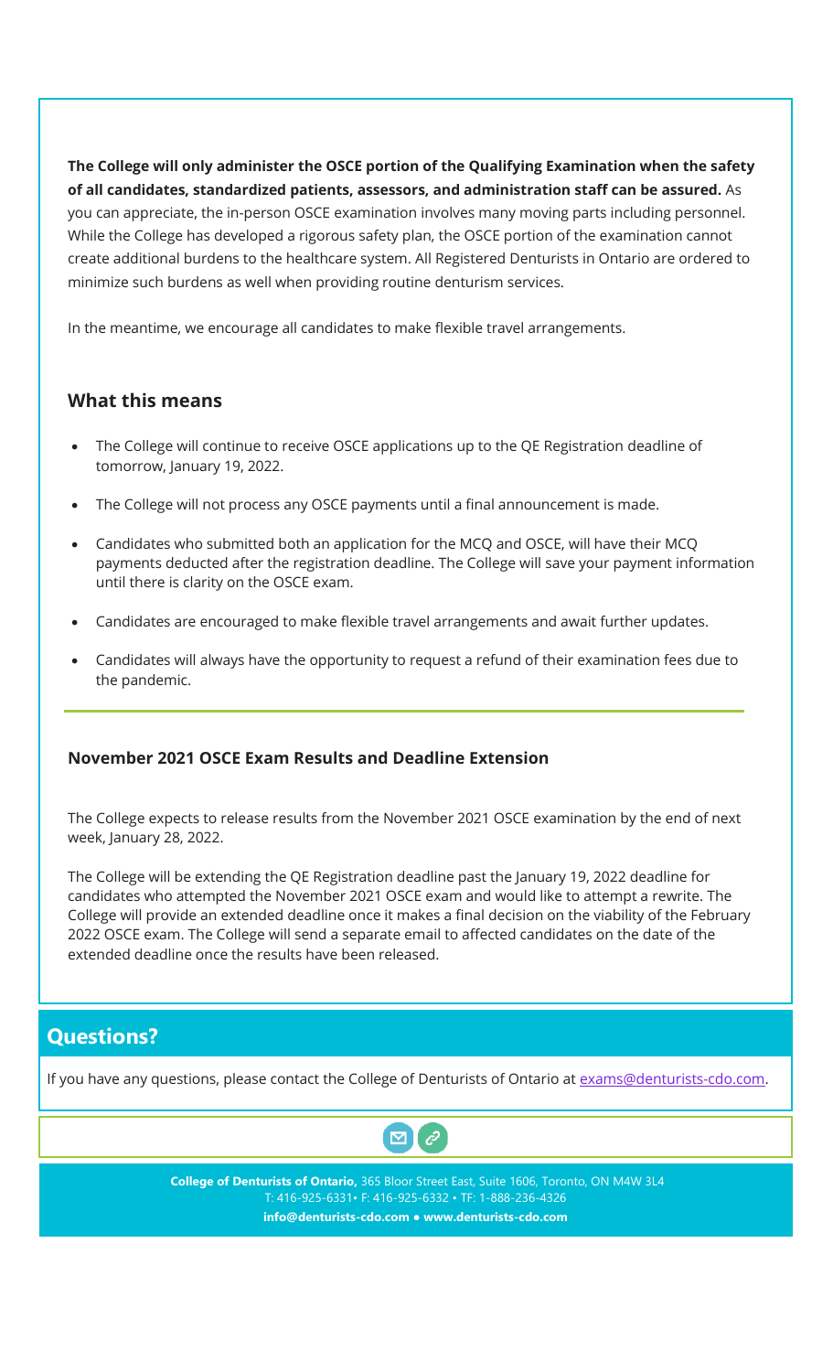**The College will only administer the OSCE portion of the Qualifying Examination when the safety of all candidates, standardized patients, assessors, and administration staff can be assured.** As you can appreciate, the in-person OSCE examination involves many moving parts including personnel. While the College has developed a rigorous safety plan, the OSCE portion of the examination cannot create additional burdens to the healthcare system. All Registered Denturists in Ontario are ordered to minimize such burdens as well when providing routine denturism services.

In the meantime, we encourage all candidates to make flexible travel arrangements.

## What this means

- The College will continue to receive OSCE applications up to the QE Registration deadline of tomorrow, January 19, 2022.
- The College will not process any OSCE payments until a final announcement is made.
- Candidates who submitted both an application for the MCQ and OSCE, will have their MCQ payments deducted after the registration deadline. The College will save your payment information until there is clarity on the OSCE exam.
- Candidates are encouraged to make flexible travel arrangements and await further updates.
- Candidates will always have the opportunity to request a refund of their examination fees due to the pandemic.

### November 2021 OSCE Exam Results and Deadline Extension

The College expects to release results from the November 2021 OSCE examination by the end of next week, January 28, 2022.

The College will be extending the QE Registration deadline past the January 19, 2022 deadline for candidates who attempted the November 2021 OSCE exam and would like to attempt a rewrite. The College will provide an extended deadline once it makes a final decision on the viability of the February 2022 OSCE exam. The College will send a separate email to affected candidates on the date of the extended deadline once the results have been released.

## Questions?

If you have any questions, please contact the College of Denturists of Ontario at exams@denturists-cdo.com.

**College of Denturists of Ontario,** 365 Bloor Street East, Suite 1606, Toronto, ON M4W 3L4
T: 416-925-6331• F: 416-925-6332 • TF: 1-888-236-4326
**info@denturists-cdo.com • www.denturists-cdo.com**